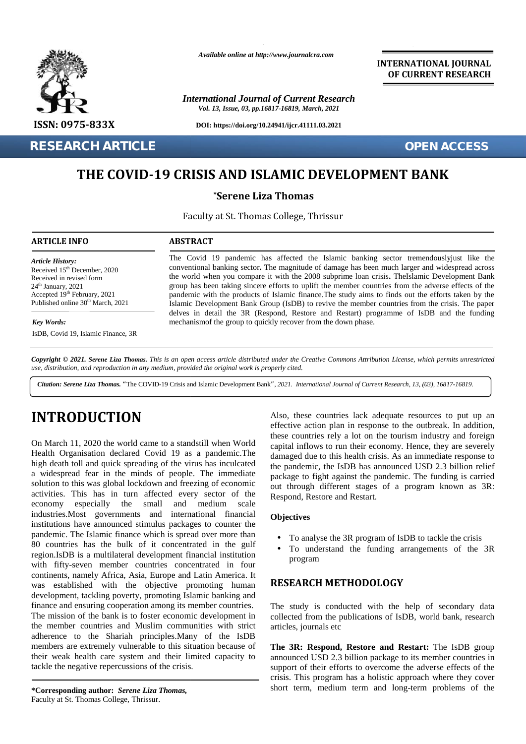Available online at http://www.journalcra.com

**INTERNATIONAL JOURNAL OF CURRENT RESEARCH**

*International Journal of Current Research*
*Vol. 13, Issue, 03, pp.16817-16819, March, 2021*

**DOI: https://doi.org/10.24941/ijcr.41111.03.2021**

ISSN: 0975-833X

**RESEARCH ARTICLE** **OPEN ACCESS**

# THE COVID-19 CRISIS AND ISLAMIC DEVELOPMENT BANK

**\*Serene Liza Thomas**

Faculty at St. Thomas College, Thrissur

## ARTICLE INFO

*Article History:*
Received 15th December, 2020
Received in revised form
24th January, 2021
Accepted 19th February, 2021
Published online 30th March, 2021

*Key Words:*
IsDB, Covid 19, Islamic Finance, 3R

## ABSTRACT

The Covid 19 pandemic has affected the Islamic banking sector tremendouslyjust like the conventional banking sector**.** The magnitude of damage has been much larger and widespread across the world when you compare it with the 2008 subprime loan crisis**.** TheIslamic Development Bank group has been taking sincere efforts to uplift the member countries from the adverse effects of the pandemic with the products of Islamic finance.The study aims to finds out the efforts taken by the Islamic Development Bank Group (IsDB) to revive the member countries from the crisis. The paper delves in detail the 3R (Respond, Restore and Restart) programme of IsDB and the funding mechanismof the group to quickly recover from the down phase.

*Copyright © 2021.* ***Serene Liza Thomas.*** *This is an open access article distributed under the Creative Commons Attribution License, which permits unrestricted use, distribution, and reproduction in any medium, provided the original work is properly cited.*

***Citation: Serene Liza Thomas.*** "The COVID-19 Crisis and Islamic Development Bank", *2021. International Journal of Current Research, 13, (03), 16817-16819.*

# INTRODUCTION

On March 11, 2020 the world came to a standstill when World Health Organisation declared Covid 19 as a pandemic.The high death toll and quick spreading of the virus has inculcated a widespread fear in the minds of people. The immediate solution to this was global lockdown and freezing of economic activities. This has in turn affected every sector of the economy especially the small and medium scale industries.Most governments and international financial institutions have announced stimulus packages to counter the pandemic. The Islamic finance which is spread over more than 80 countries has the bulk of it concentrated in the gulf region.IsDB is a multilateral development financial institution with fifty-seven member countries concentrated in four continents, namely Africa, Asia, Europe and Latin America. It was established with the objective promoting human development, tackling poverty, promoting Islamic banking and finance and ensuring cooperation among its member countries. The mission of the bank is to foster economic development in the member countries and Muslim communities with strict adherence to the Shariah principles.Many of the IsDB members are extremely vulnerable to this situation because of their weak health care system and their limited capacity to tackle the negative repercussions of the crisis.

Also, these countries lack adequate resources to put up an effective action plan in response to the outbreak. In addition, these countries rely a lot on the tourism industry and foreign capital inflows to run their economy. Hence, they are severely damaged due to this health crisis. As an immediate response to the pandemic, the IsDB has announced USD 2.3 billion relief package to fight against the pandemic. The funding is carried out through different stages of a program known as 3R: Respond, Restore and Restart.

### Objectives

- To analyse the 3R program of IsDB to tackle the crisis
- To understand the funding arrangements of the 3R program

## RESEARCH METHODOLOGY

The study is conducted with the help of secondary data collected from the publications of IsDB, world bank, research articles, journals etc

**The 3R: Respond, Restore and Restart:** The IsDB group announced USD 2.3 billion package to its member countries in support of their efforts to overcome the adverse effects of the crisis. This program has a holistic approach where they cover short term, medium term and long-term problems of the

**\*Corresponding author:** ***Serene Liza Thomas,***
Faculty at St. Thomas College, Thrissur.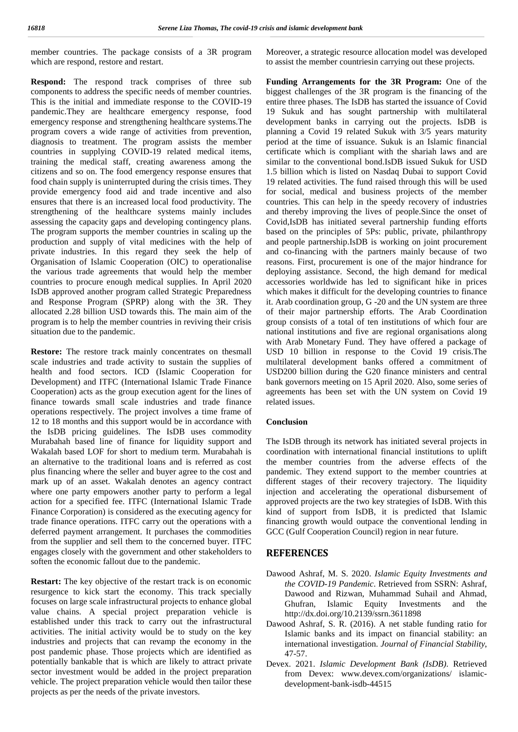member countries. The package consists of a 3R program which are respond, restore and restart.

**Respond:** The respond track comprises of three sub components to address the specific needs of member countries. This is the initial and immediate response to the COVID-19 pandemic.They are healthcare emergency response, food emergency response and strengthening healthcare systems.The program covers a wide range of activities from prevention, diagnosis to treatment. The program assists the member countries in supplying COVID-19 related medical items, training the medical staff, creating awareness among the citizens and so on. The food emergency response ensures that food chain supply is uninterrupted during the crisis times. They provide emergency food aid and trade incentive and also ensures that there is an increased local food productivity. The strengthening of the healthcare systems mainly includes assessing the capacity gaps and developing contingency plans. The program supports the member countries in scaling up the production and supply of vital medicines with the help of private industries. In this regard they seek the help of Organisation of Islamic Cooperation (OIC) to operationalise the various trade agreements that would help the member countries to procure enough medical supplies. In April 2020 IsDB approved another program called Strategic Preparedness and Response Program (SPRP) along with the 3R. They allocated 2.28 billion USD towards this. The main aim of the program is to help the member countries in reviving their crisis situation due to the pandemic.

**Restore:** The restore track mainly concentrates on thesmall scale industries and trade activity to sustain the supplies of health and food sectors. ICD (Islamic Cooperation for Development) and ITFC (International Islamic Trade Finance Cooperation) acts as the group execution agent for the lines of finance towards small scale industries and trade finance operations respectively. The project involves a time frame of 12 to 18 months and this support would be in accordance with the IsDB pricing guidelines. The IsDB uses commodity Murabahah based line of finance for liquidity support and Wakalah based LOF for short to medium term. Murabahah is an alternative to the traditional loans and is referred as cost plus financing where the seller and buyer agree to the cost and mark up of an asset. Wakalah denotes an agency contract where one party empowers another party to perform a legal action for a specified fee. ITFC (International Islamic Trade Finance Corporation) is considered as the executing agency for trade finance operations. ITFC carry out the operations with a deferred payment arrangement. It purchases the commodities from the supplier and sell them to the concerned buyer. ITFC engages closely with the government and other stakeholders to soften the economic fallout due to the pandemic.

**Restart:** The key objective of the restart track is on economic resurgence to kick start the economy. This track specially focuses on large scale infrastructural projects to enhance global value chains. A special project preparation vehicle is established under this track to carry out the infrastructural activities. The initial activity would be to study on the key industries and projects that can revamp the economy in the post pandemic phase. Those projects which are identified as potentially bankable that is which are likely to attract private sector investment would be added in the project preparation vehicle. The project preparation vehicle would then tailor these projects as per the needs of the private investors. Moreover, a strategic resource allocation model was developed to assist the member countriesin carrying out these projects.

**Funding Arrangements for the 3R Program:** One of the biggest challenges of the 3R program is the financing of the entire three phases. The IsDB has started the issuance of Covid 19 Sukuk and has sought partnership with multilateral development banks in carrying out the projects. IsDB is planning a Covid 19 related Sukuk with 3/5 years maturity period at the time of issuance. Sukuk is an Islamic financial certificate which is compliant with the shariah laws and are similar to the conventional bond.IsDB issued Sukuk for USD 1.5 billion which is listed on Nasdaq Dubai to support Covid 19 related activities. The fund raised through this will be used for social, medical and business projects of the member countries. This can help in the speedy recovery of industries and thereby improving the lives of people.Since the onset of Covid,IsDB has initiated several partnership funding efforts based on the principles of 5Ps: public, private, philanthropy and people partnership.IsDB is working on joint procurement and co-financing with the partners mainly because of two reasons. First, procurement is one of the major hindrance for deploying assistance. Second, the high demand for medical accessories worldwide has led to significant hike in prices which makes it difficult for the developing countries to finance it. Arab coordination group, G -20 and the UN system are three of their major partnership efforts. The Arab Coordination group consists of a total of ten institutions of which four are national institutions and five are regional organisations along with Arab Monetary Fund. They have offered a package of USD 10 billion in response to the Covid 19 crisis.The multilateral development banks offered a commitment of USD200 billion during the G20 finance ministers and central bank governors meeting on 15 April 2020. Also, some series of agreements has been set with the UN system on Covid 19 related issues.

## Conclusion

The IsDB through its network has initiated several projects in coordination with international financial institutions to uplift the member countries from the adverse effects of the pandemic. They extend support to the member countries at different stages of their recovery trajectory. The liquidity injection and accelerating the operational disbursement of approved projects are the two key strategies of IsDB. With this kind of support from IsDB, it is predicted that Islamic financing growth would outpace the conventional lending in GCC (Gulf Cooperation Council) region in near future.

## REFERENCES

Dawood Ashraf, M. S. 2020. *Islamic Equity Investments and the COVID-19 Pandemic*. Retrieved from SSRN: Ashraf, Dawood and Rizwan, Muhammad Suhail and Ahmad, Ghufran, Islamic Equity Investments and the http://dx.doi.org/10.2139/ssrn.3611898

Dawood Ashraf, S. R. (2016). A net stable funding ratio for Islamic banks and its impact on financial stability: an international investigation. *Journal of Financial Stability*, 47-57.

Devex. 2021. *Islamic Development Bank (IsDB)*. Retrieved from Devex: www.devex.com/organizations/ islamic-development-bank-isdb-44515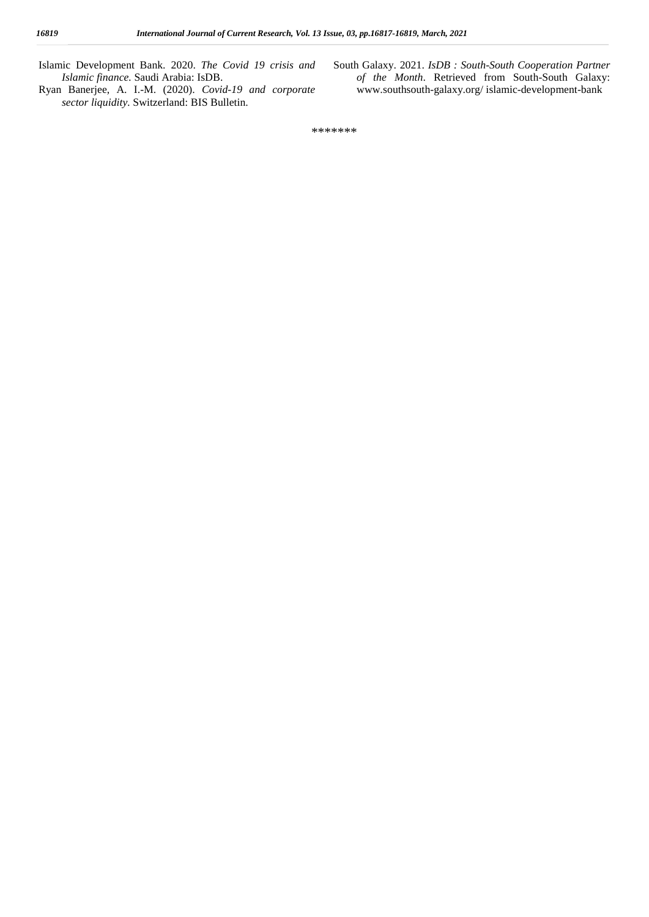Islamic Development Bank. 2020. *The Covid 19 crisis and Islamic finance.* Saudi Arabia: IsDB.

Ryan Banerjee, A. I.-M. (2020). *Covid-19 and corporate sector liquidity.* Switzerland: BIS Bulletin.

South Galaxy. 2021. *IsDB : South-South Cooperation Partner of the Month*. Retrieved from South-South Galaxy: www.southsouth-galaxy.org/ islamic-development-bank

*******